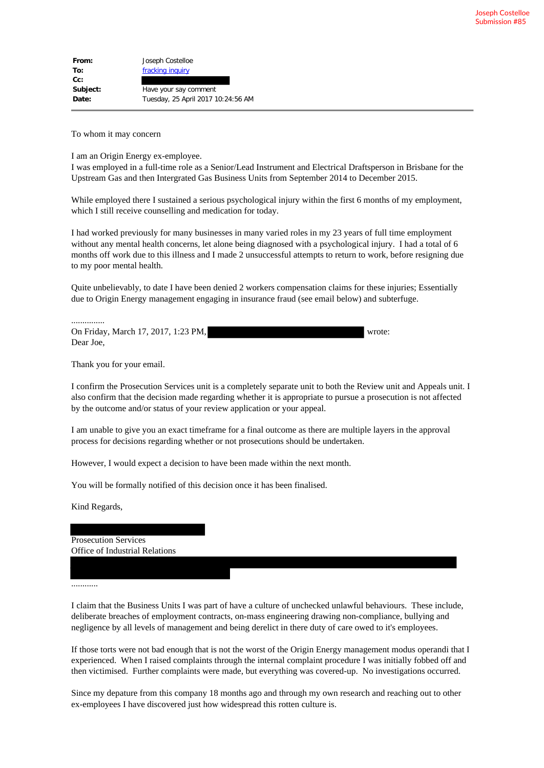| | |
|---|---|
| **From:** | Joseph Costelloe |
| **To:** | fracking inquiry |
| **Cc:** | |
| **Subject:** | Have your say comment |
| **Date:** | Tuesday, 25 April 2017 10:24:56 AM |

To whom it may concern

I am an Origin Energy ex-employee.
I was employed in a full-time role as a Senior/Lead Instrument and Electrical Draftsperson in Brisbane for the Upstream Gas and then Intergrated Gas Business Units from September 2014 to December 2015.

While employed there I sustained a serious psychological injury within the first 6 months of my employment, which I still receive counselling and medication for today.

I had worked previously for many businesses in many varied roles in my 23 years of full time employment without any mental health concerns, let alone being diagnosed with a psychological injury. I had a total of 6 months off work due to this illness and I made 2 unsuccessful attempts to return to work, before resigning due to my poor mental health.

Quite unbelievably, to date I have been denied 2 workers compensation claims for these injuries; Essentially due to Origin Energy management engaging in insurance fraud (see email below) and subterfuge.

...............
On Friday, March 17, 2017, 1:23 PM, wrote:
Dear Joe,

Thank you for your email.

I confirm the Prosecution Services unit is a completely separate unit to both the Review unit and Appeals unit. I also confirm that the decision made regarding whether it is appropriate to pursue a prosecution is not affected by the outcome and/or status of your review application or your appeal.

I am unable to give you an exact timeframe for a final outcome as there are multiple layers in the approval process for decisions regarding whether or not prosecutions should be undertaken.

However, I would expect a decision to have been made within the next month.

You will be formally notified of this decision once it has been finalised.

Kind Regards,

Prosecution Services
Office of Industrial Relations

............

I claim that the Business Units I was part of have a culture of unchecked unlawful behaviours. These include, deliberate breaches of employment contracts, on-mass engineering drawing non-compliance, bullying and negligence by all levels of management and being derelict in there duty of care owed to it's employees.

If those torts were not bad enough that is not the worst of the Origin Energy management modus operandi that I experienced. When I raised complaints through the internal complaint procedure I was initially fobbed off and then victimised. Further complaints were made, but everything was covered-up. No investigations occurred.

Since my depature from this company 18 months ago and through my own research and reaching out to other ex-employees I have discovered just how widespread this rotten culture is.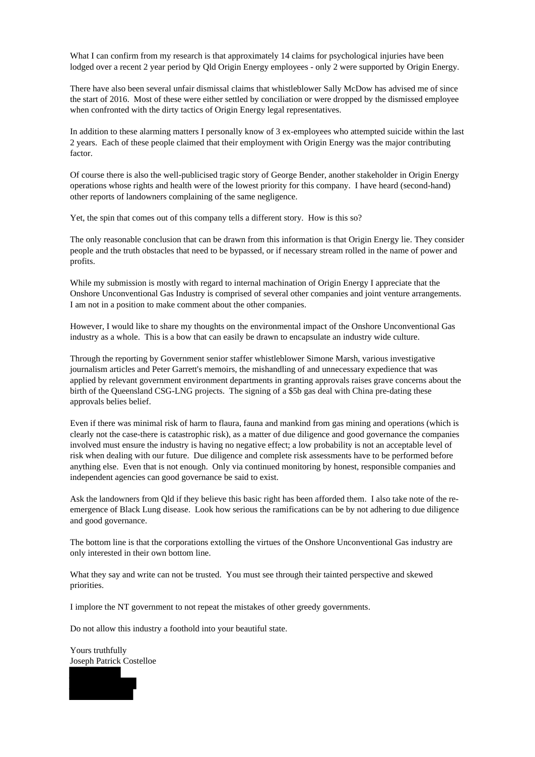What I can confirm from my research is that approximately 14 claims for psychological injuries have been lodged over a recent 2 year period by Qld Origin Energy employees - only 2 were supported by Origin Energy.

There have also been several unfair dismissal claims that whistleblower Sally McDow has advised me of since the start of 2016. Most of these were either settled by conciliation or were dropped by the dismissed employee when confronted with the dirty tactics of Origin Energy legal representatives.

In addition to these alarming matters I personally know of 3 ex-employees who attempted suicide within the last 2 years. Each of these people claimed that their employment with Origin Energy was the major contributing factor.

Of course there is also the well-publicised tragic story of George Bender, another stakeholder in Origin Energy operations whose rights and health were of the lowest priority for this company. I have heard (second-hand) other reports of landowners complaining of the same negligence.

Yet, the spin that comes out of this company tells a different story. How is this so?

The only reasonable conclusion that can be drawn from this information is that Origin Energy lie. They consider people and the truth obstacles that need to be bypassed, or if necessary stream rolled in the name of power and profits.

While my submission is mostly with regard to internal machination of Origin Energy I appreciate that the Onshore Unconventional Gas Industry is comprised of several other companies and joint venture arrangements. I am not in a position to make comment about the other companies.

However, I would like to share my thoughts on the environmental impact of the Onshore Unconventional Gas industry as a whole. This is a bow that can easily be drawn to encapsulate an industry wide culture.

Through the reporting by Government senior staffer whistleblower Simone Marsh, various investigative journalism articles and Peter Garrett's memoirs, the mishandling of and unnecessary expedience that was applied by relevant government environment departments in granting approvals raises grave concerns about the birth of the Queensland CSG-LNG projects. The signing of a $5b gas deal with China pre-dating these approvals belies belief.

Even if there was minimal risk of harm to flaura, fauna and mankind from gas mining and operations (which is clearly not the case-there is catastrophic risk), as a matter of due diligence and good governance the companies involved must ensure the industry is having no negative effect; a low probability is not an acceptable level of risk when dealing with our future. Due diligence and complete risk assessments have to be performed before anything else. Even that is not enough. Only via continued monitoring by honest, responsible companies and independent agencies can good governance be said to exist.

Ask the landowners from Qld if they believe this basic right has been afforded them. I also take note of the re-emergence of Black Lung disease. Look how serious the ramifications can be by not adhering to due diligence and good governance.

The bottom line is that the corporations extolling the virtues of the Onshore Unconventional Gas industry are only interested in their own bottom line.

What they say and write can not be trusted. You must see through their tainted perspective and skewed priorities.

I implore the NT government to not repeat the mistakes of other greedy governments.

Do not allow this industry a foothold into your beautiful state.

Yours truthfully
Joseph Patrick Costelloe